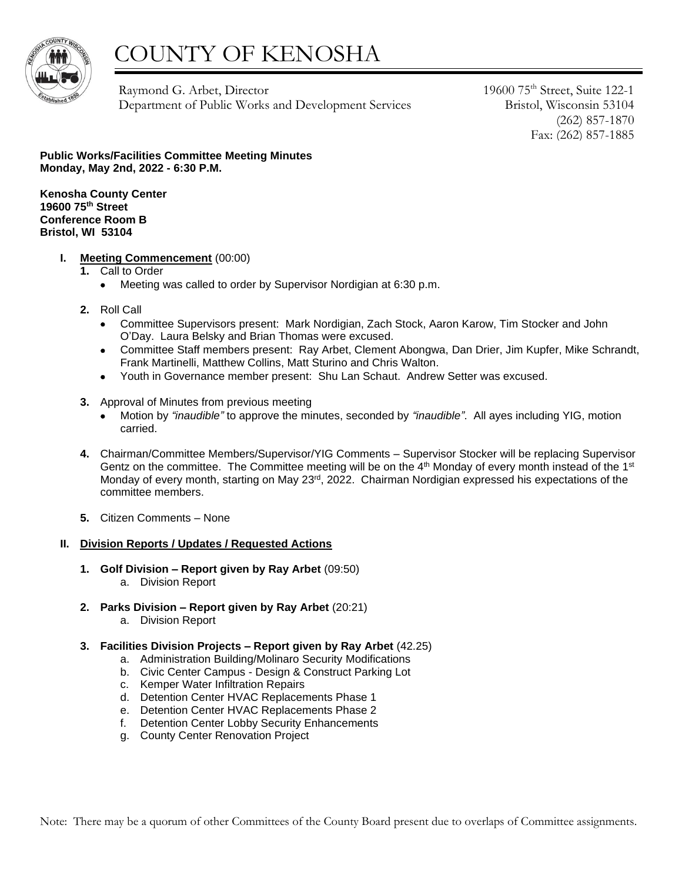# COUNTY OF KENOSHA

Raymond G. Arbet, Director
Department of Public Works and Development Services

19600 75th Street, Suite 122-1
Bristol, Wisconsin 53104
(262) 857-1870
Fax: (262) 857-1885

**Public Works/Facilities Committee Meeting Minutes**
**Monday, May 2nd, 2022 - 6:30 P.M.**

**Kenosha County Center**
**19600 75th Street**
**Conference Room B**
**Bristol, WI 53104**

**I. Meeting Commencement** (00:00)

1. Call to Order
   - Meeting was called to order by Supervisor Nordigian at 6:30 p.m.

2. Roll Call
   - Committee Supervisors present: Mark Nordigian, Zach Stock, Aaron Karow, Tim Stocker and John O'Day. Laura Belsky and Brian Thomas were excused.
   - Committee Staff members present: Ray Arbet, Clement Abongwa, Dan Drier, Jim Kupfer, Mike Schrandt, Frank Martinelli, Matthew Collins, Matt Sturino and Chris Walton.
   - Youth in Governance member present: Shu Lan Schaut. Andrew Setter was excused.

3. Approval of Minutes from previous meeting
   - Motion by *"inaudible"* to approve the minutes, seconded by *"inaudible"*. All ayes including YIG, motion carried.

4. Chairman/Committee Members/Supervisor/YIG Comments – Supervisor Stocker will be replacing Supervisor Gentz on the committee. The Committee meeting will be on the 4th Monday of every month instead of the 1st Monday of every month, starting on May 23rd, 2022. Chairman Nordigian expressed his expectations of the committee members.

5. Citizen Comments – None

**II. Division Reports / Updates / Requested Actions**

1. **Golf Division – Report given by Ray Arbet** (09:50)
   a. Division Report

2. **Parks Division – Report given by Ray Arbet** (20:21)
   a. Division Report

3. **Facilities Division Projects – Report given by Ray Arbet** (42.25)
   a. Administration Building/Molinaro Security Modifications
   b. Civic Center Campus - Design & Construct Parking Lot
   c. Kemper Water Infiltration Repairs
   d. Detention Center HVAC Replacements Phase 1
   e. Detention Center HVAC Replacements Phase 2
   f. Detention Center Lobby Security Enhancements
   g. County Center Renovation Project

Note: There may be a quorum of other Committees of the County Board present due to overlaps of Committee assignments.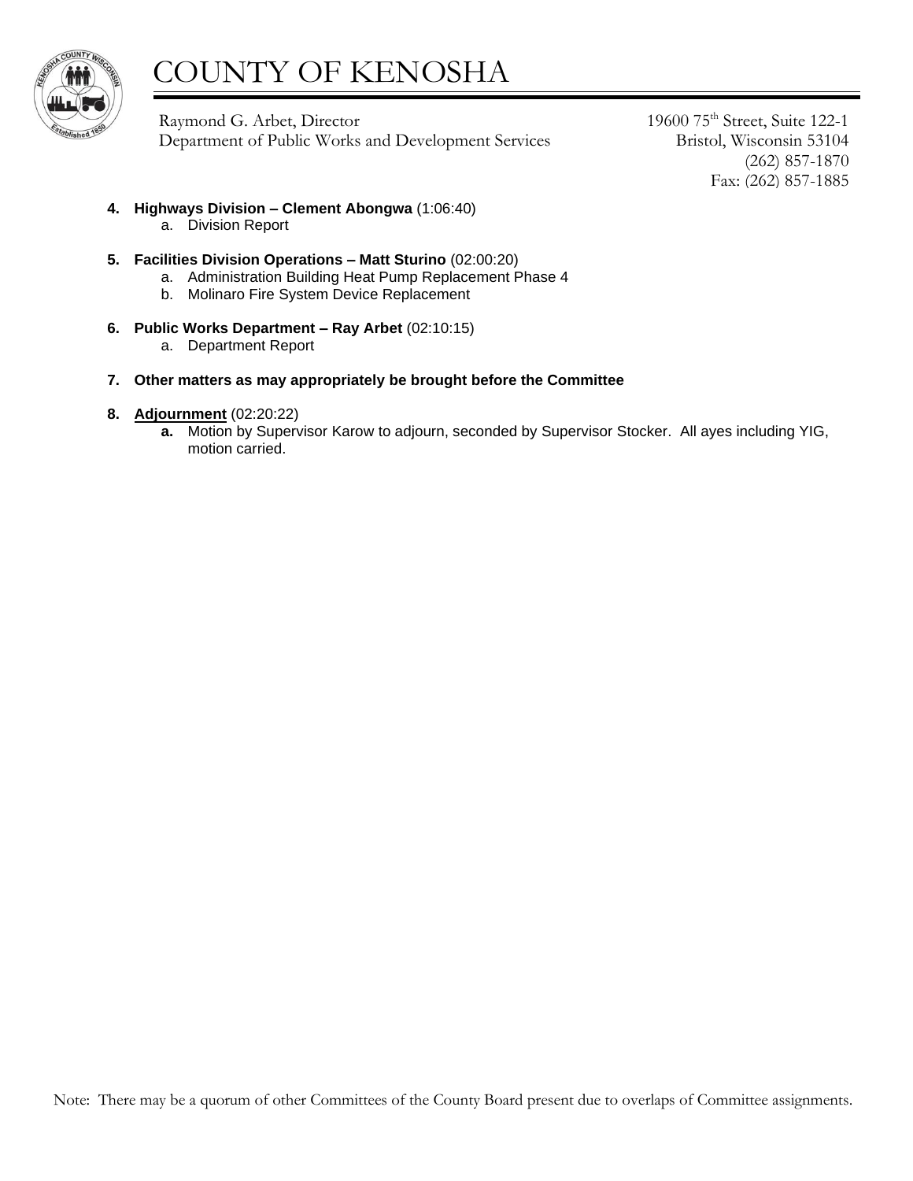# COUNTY OF KENOSHA

Raymond G. Arbet, Director
Department of Public Works and Development Services

19600 75th Street, Suite 122-1
Bristol, Wisconsin 53104
(262) 857-1870
Fax: (262) 857-1885

4. **Highways Division – Clement Abongwa** (1:06:40)
   a. Division Report

5. **Facilities Division Operations – Matt Sturino** (02:00:20)
   a. Administration Building Heat Pump Replacement Phase 4
   b. Molinaro Fire System Device Replacement

6. **Public Works Department – Ray Arbet** (02:10:15)
   a. Department Report

7. **Other matters as may appropriately be brought before the Committee**

8. **Adjournment** (02:20:22)
   a. Motion by Supervisor Karow to adjourn, seconded by Supervisor Stocker. All ayes including YIG, motion carried.

Note: There may be a quorum of other Committees of the County Board present due to overlaps of Committee assignments.